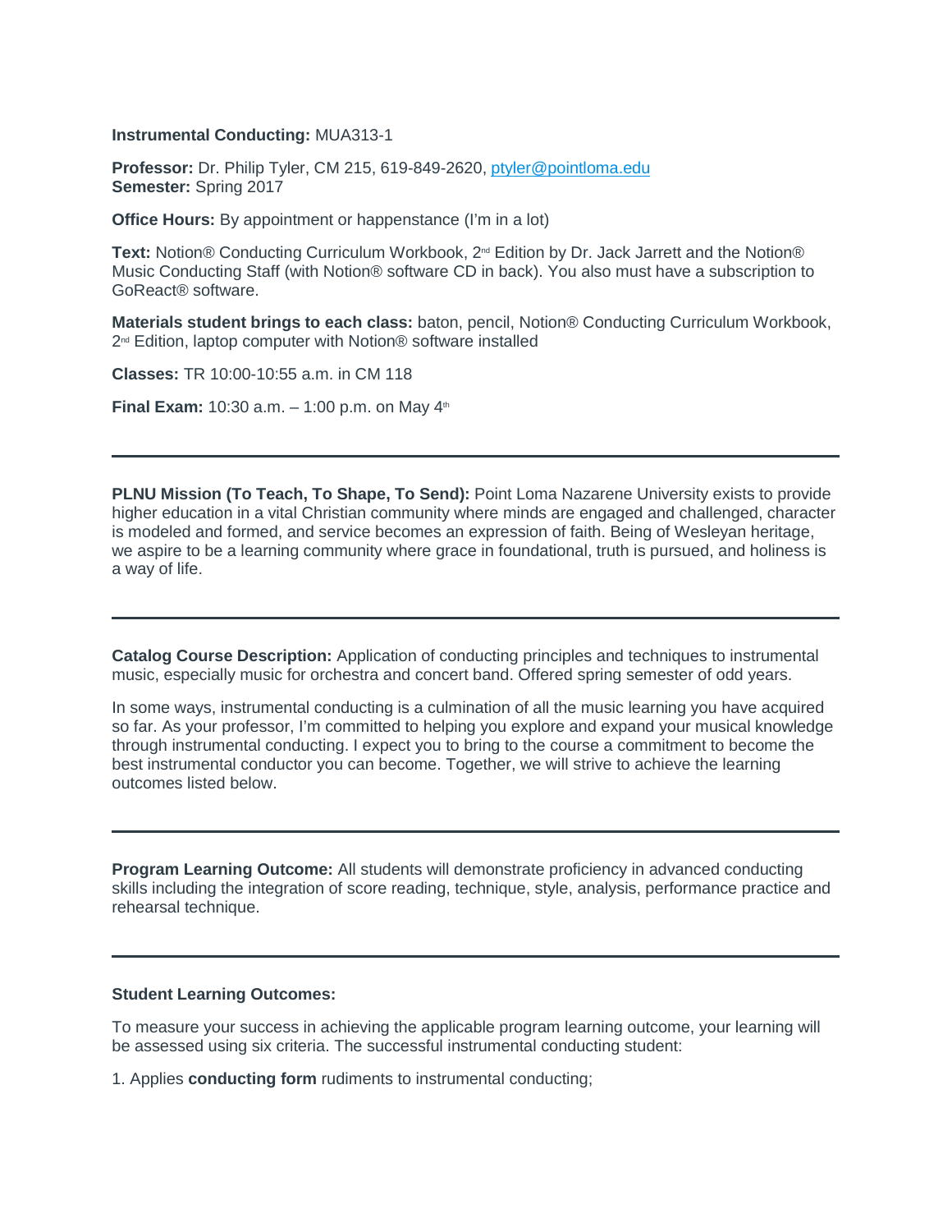**Instrumental Conducting:** MUA313-1

**Professor:** Dr. Philip Tyler, CM 215, 619-849-2620, ptyler@pointloma.edu
**Semester:** Spring 2017

**Office Hours:** By appointment or happenstance (I'm in a lot)

**Text:** Notion® Conducting Curriculum Workbook, 2nd Edition by Dr. Jack Jarrett and the Notion® Music Conducting Staff (with Notion® software CD in back). You also must have a subscription to GoReact® software.

**Materials student brings to each class:** baton, pencil, Notion® Conducting Curriculum Workbook, 2nd Edition, laptop computer with Notion® software installed

**Classes:** TR 10:00-10:55 a.m. in CM 118

**Final Exam:** 10:30 a.m. – 1:00 p.m. on May 4th

---

**PLNU Mission (To Teach, To Shape, To Send):** Point Loma Nazarene University exists to provide higher education in a vital Christian community where minds are engaged and challenged, character is modeled and formed, and service becomes an expression of faith. Being of Wesleyan heritage, we aspire to be a learning community where grace in foundational, truth is pursued, and holiness is a way of life.

---

**Catalog Course Description:** Application of conducting principles and techniques to instrumental music, especially music for orchestra and concert band. Offered spring semester of odd years.

In some ways, instrumental conducting is a culmination of all the music learning you have acquired so far. As your professor, I'm committed to helping you explore and expand your musical knowledge through instrumental conducting. I expect you to bring to the course a commitment to become the best instrumental conductor you can become. Together, we will strive to achieve the learning outcomes listed below.

---

**Program Learning Outcome:** All students will demonstrate proficiency in advanced conducting skills including the integration of score reading, technique, style, analysis, performance practice and rehearsal technique.

---

**Student Learning Outcomes:**

To measure your success in achieving the applicable program learning outcome, your learning will be assessed using six criteria. The successful instrumental conducting student:

1. Applies **conducting form** rudiments to instrumental conducting;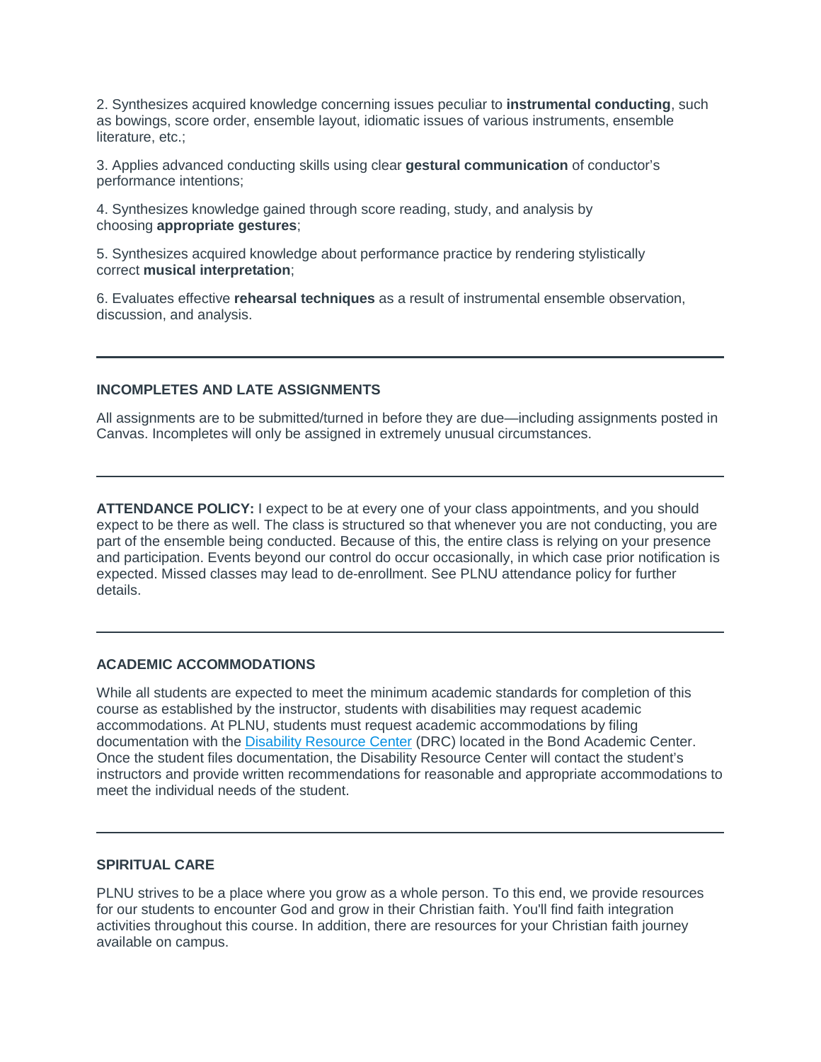2. Synthesizes acquired knowledge concerning issues peculiar to **instrumental conducting**, such as bowings, score order, ensemble layout, idiomatic issues of various instruments, ensemble literature, etc.;

3. Applies advanced conducting skills using clear **gestural communication** of conductor's performance intentions;

4. Synthesizes knowledge gained through score reading, study, and analysis by choosing **appropriate gestures**;

5. Synthesizes acquired knowledge about performance practice by rendering stylistically correct **musical interpretation**;

6. Evaluates effective **rehearsal techniques** as a result of instrumental ensemble observation, discussion, and analysis.

---

### INCOMPLETES AND LATE ASSIGNMENTS

All assignments are to be submitted/turned in before they are due—including assignments posted in Canvas. Incompletes will only be assigned in extremely unusual circumstances.

---

**ATTENDANCE POLICY:** I expect to be at every one of your class appointments, and you should expect to be there as well. The class is structured so that whenever you are not conducting, you are part of the ensemble being conducted. Because of this, the entire class is relying on your presence and participation. Events beyond our control do occur occasionally, in which case prior notification is expected. Missed classes may lead to de-enrollment. See PLNU attendance policy for further details.

---

### ACADEMIC ACCOMMODATIONS

While all students are expected to meet the minimum academic standards for completion of this course as established by the instructor, students with disabilities may request academic accommodations. At PLNU, students must request academic accommodations by filing documentation with the Disability Resource Center (DRC) located in the Bond Academic Center. Once the student files documentation, the Disability Resource Center will contact the student's instructors and provide written recommendations for reasonable and appropriate accommodations to meet the individual needs of the student.

---

### SPIRITUAL CARE

PLNU strives to be a place where you grow as a whole person. To this end, we provide resources for our students to encounter God and grow in their Christian faith. You'll find faith integration activities throughout this course. In addition, there are resources for your Christian faith journey available on campus.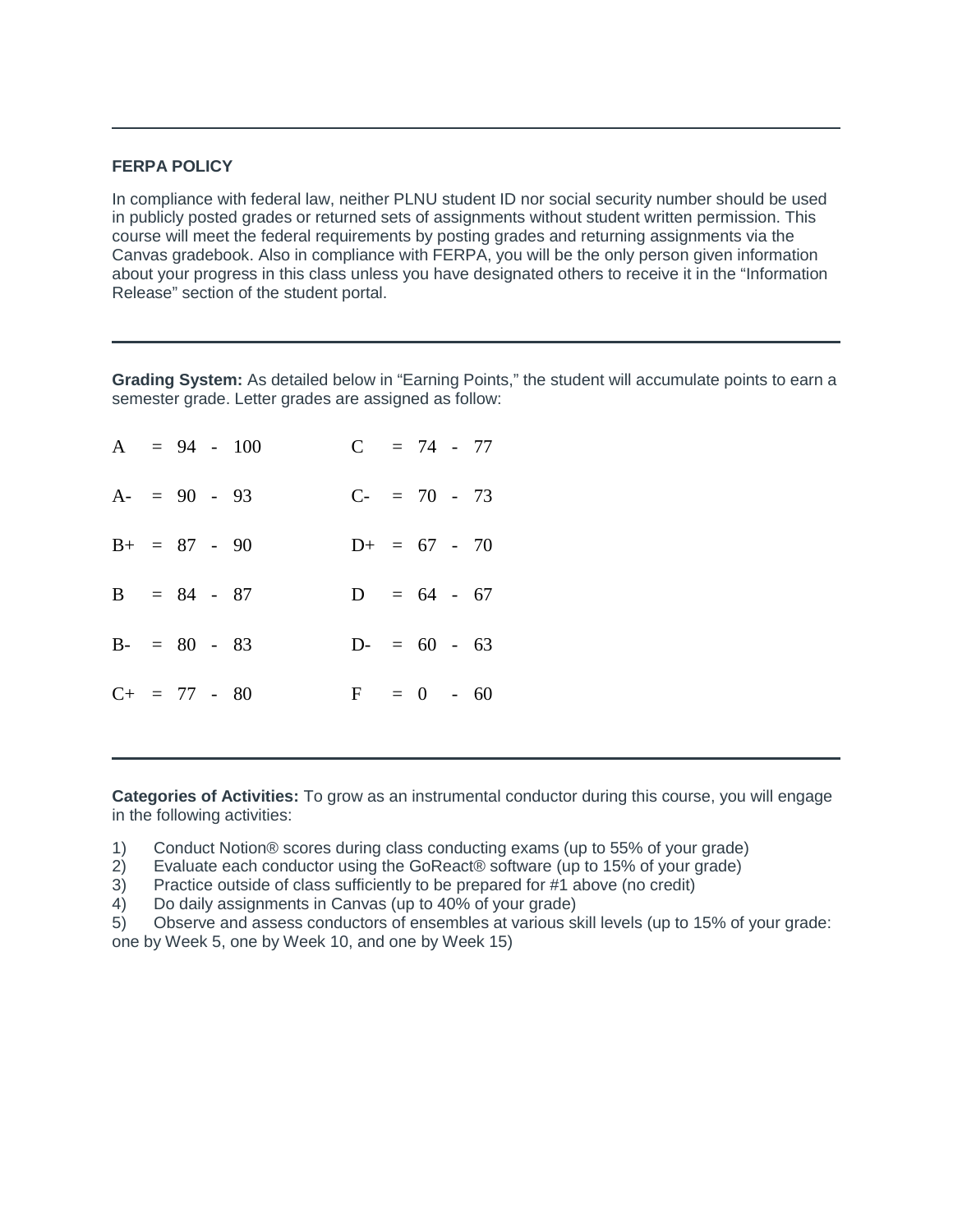---

**FERPA POLICY**

In compliance with federal law, neither PLNU student ID nor social security number should be used in publicly posted grades or returned sets of assignments without student written permission. This course will meet the federal requirements by posting grades and returning assignments via the Canvas gradebook. Also in compliance with FERPA, you will be the only person given information about your progress in this class unless you have designated others to receive it in the "Information Release" section of the student portal.

---

**Grading System:** As detailed below in "Earning Points," the student will accumulate points to earn a semester grade. Letter grades are assigned as follow:

| | | | |
|---|---|---|---|
| A | = 94 - 100 | C | = 74 - 77 |
| A- | = 90 - 93 | C- | = 70 - 73 |
| B+ | = 87 - 90 | D+ | = 67 - 70 |
| B | = 84 - 87 | D | = 64 - 67 |
| B- | = 80 - 83 | D- | = 60 - 63 |
| C+ | = 77 - 80 | F | = 0 - 60 |

---

**Categories of Activities:** To grow as an instrumental conductor during this course, you will engage in the following activities:

1) Conduct Notion® scores during class conducting exams (up to 55% of your grade)
2) Evaluate each conductor using the GoReact® software (up to 15% of your grade)
3) Practice outside of class sufficiently to be prepared for #1 above (no credit)
4) Do daily assignments in Canvas (up to 40% of your grade)
5) Observe and assess conductors of ensembles at various skill levels (up to 15% of your grade: one by Week 5, one by Week 10, and one by Week 15)